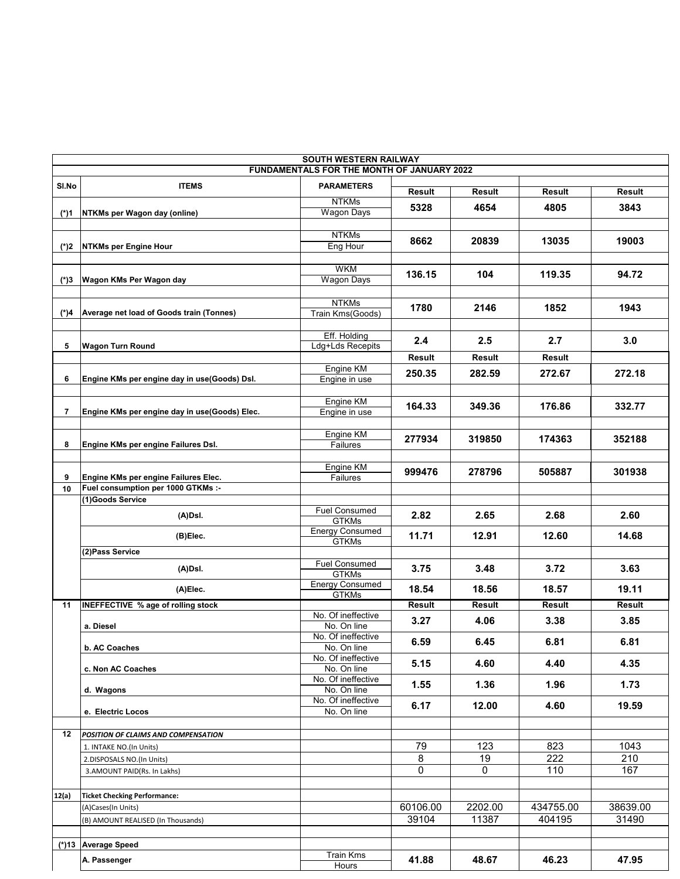| SOUTH WESTERN RAILWAY | | | | | | |
|---|---|---|---|---|---|---|
| FUNDAMENTALS FOR THE MONTH OF JANUARY 2022 | | | | | | |
| Sl.No | ITEMS | PARAMETERS | Result | Result | Result | Result |
| (*)1 | NTKMs per Wagon day (online) | NTKMs / Wagon Days | 5328 | 4654 | 4805 | 3843 |
| (*)2 | NTKMs per Engine Hour | NTKMs / Eng Hour | 8662 | 20839 | 13035 | 19003 |
| (*)3 | Wagon KMs Per Wagon day | WKM / Wagon Days | 136.15 | 104 | 119.35 | 94.72 |
| (*)4 | Average net load of Goods train (Tonnes) | NTKMs / Train Kms(Goods) | 1780 | 2146 | 1852 | 1943 |
| 5 | Wagon Turn Round | Eff. Holding / Ldg+Lds Recepits | 2.4 | 2.5 | 2.7 | 3.0 |
| | | | Result | Result | Result | |
| 6 | Engine KMs per engine day in use(Goods) Dsl. | Engine KM / Engine in use | 250.35 | 282.59 | 272.67 | 272.18 |
| 7 | Engine KMs per engine day in use(Goods) Elec. | Engine KM / Engine in use | 164.33 | 349.36 | 176.86 | 332.77 |
| 8 | Engine KMs per engine Failures Dsl. | Engine KM / Failures | 277934 | 319850 | 174363 | 352188 |
| 9 | Engine KMs per engine Failures Elec. | Engine KM / Failures | 999476 | 278796 | 505887 | 301938 |
| 10 | Fuel consumption per 1000 GTKMs :- | | | | | |
| | (1)Goods Service | | | | | |
| | (A)Dsl. | Fuel Consumed / GTKMs | 2.82 | 2.65 | 2.68 | 2.60 |
| | (B)Elec. | Energy Consumed / GTKMs | 11.71 | 12.91 | 12.60 | 14.68 |
| | (2)Pass Service | | | | | |
| | (A)Dsl. | Fuel Consumed / GTKMs | 3.75 | 3.48 | 3.72 | 3.63 |
| | (A)Elec. | Energy Consumed / GTKMs | 18.54 | 18.56 | 18.57 | 19.11 |
| 11 | INEFFECTIVE % age of rolling stock | | Result | Result | Result | Result |
| | a. Diesel | No. Of ineffective / No. On line | 3.27 | 4.06 | 3.38 | 3.85 |
| | b. AC Coaches | No. Of ineffective / No. On line | 6.59 | 6.45 | 6.81 | 6.81 |
| | c. Non AC Coaches | No. Of ineffective / No. On line | 5.15 | 4.60 | 4.40 | 4.35 |
| | d. Wagons | No. Of ineffective / No. On line | 1.55 | 1.36 | 1.96 | 1.73 |
| | e. Electric Locos | No. Of ineffective / No. On line | 6.17 | 12.00 | 4.60 | 19.59 |
| 12 | *POSITION OF CLAIMS AND COMPENSATION* | | | | | |
| | 1. INTAKE NO.(In Units) | | 79 | 123 | 823 | 1043 |
| | 2.DISPOSALS NO.(In Units) | | 8 | 19 | 222 | 210 |
| | 3.AMOUNT PAID(Rs. In Lakhs) | | 0 | 0 | 110 | 167 |
| 12(a) | Ticket Checking Performance: | | | | | |
| | (A)Cases(In Units) | | 60106.00 | 2202.00 | 434755.00 | 38639.00 |
| | (B) AMOUNT REALISED (In Thousands) | | 39104 | 11387 | 404195 | 31490 |
| (*)13 | Average Speed | | | | | |
| | A. Passenger | Train Kms / Hours | 41.88 | 48.67 | 46.23 | 47.95 |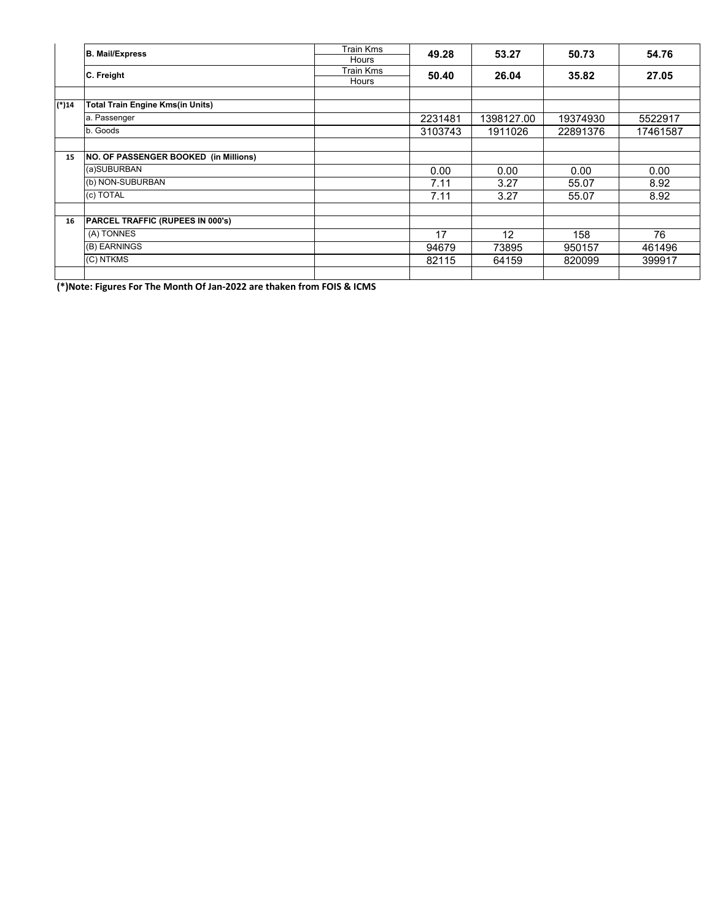| | | | | | | |
|---|---|---|---|---|---|---|
| | **B. Mail/Express** | Train Kms / Hours | **49.28** | **53.27** | **50.73** | **54.76** |
| | **C. Freight** | Train Kms / Hours | **50.40** | **26.04** | **35.82** | **27.05** |
| | | | | | | |
| **(*)14** | **Total Train Engine Kms(in Units)** | | | | | |
| | a. Passenger | | 2231481 | 1398127.00 | 19374930 | 5522917 |
| | b. Goods | | 3103743 | 1911026 | 22891376 | 17461587 |
| | | | | | | |
| **15** | **NO. OF PASSENGER BOOKED (in Millions)** | | | | | |
| | (a)SUBURBAN | | 0.00 | 0.00 | 0.00 | 0.00 |
| | (b) NON-SUBURBAN | | 7.11 | 3.27 | 55.07 | 8.92 |
| | (c) TOTAL | | 7.11 | 3.27 | 55.07 | 8.92 |
| | | | | | | |
| **16** | **PARCEL TRAFFIC (RUPEES IN 000's)** | | | | | |
| | (A) TONNES | | 17 | 12 | 158 | 76 |
| | (B) EARNINGS | | 94679 | 73895 | 950157 | 461496 |
| | (C) NTKMS | | 82115 | 64159 | 820099 | 399917 |
| | | | | | | |

**(*)Note: Figures For The Month Of Jan-2022 are thaken from FOIS & ICMS**